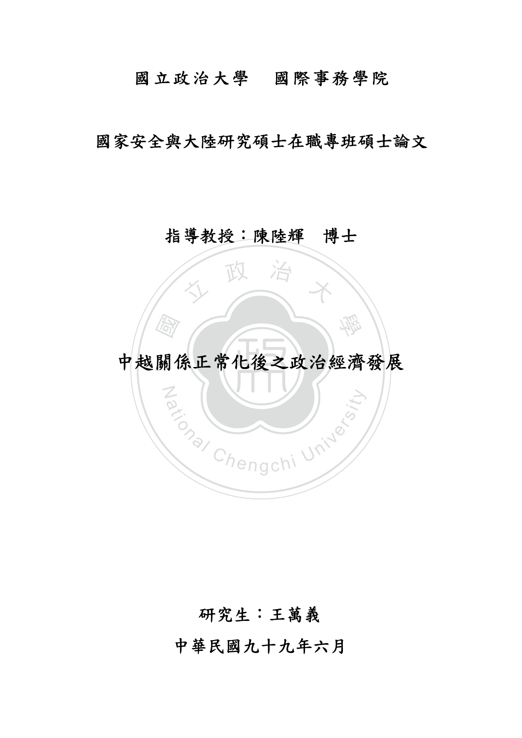國立政治大學　國際事務學院

國家安全與大陸研究碩士在職專班碩士論文

指導教授：陳陸輝　博士

# 中越關係正常化後之政治經濟發展

研究生：王萬義

中華民國九十九年六月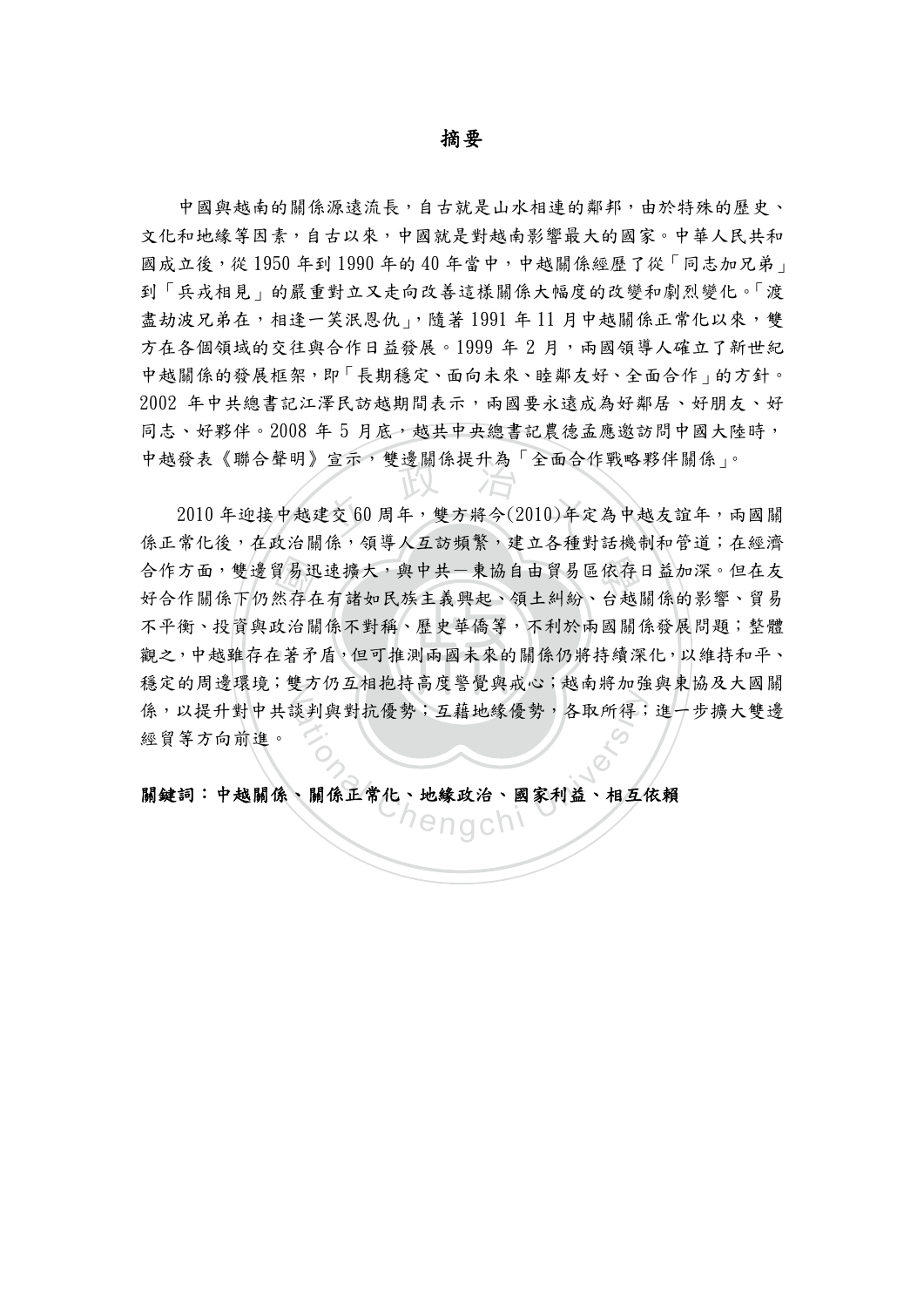# 摘要

中國與越南的關係源遠流長，自古就是山水相連的鄰邦，由於特殊的歷史、文化和地緣等因素，自古以來，中國就是對越南影響最大的國家。中華人民共和國成立後，從 1950 年到 1990 年的 40 年當中，中越關係經歷了從「同志加兄弟」到「兵戎相見」的嚴重對立又走向改善這樣關係大幅度的改變和劇烈變化。「渡盡劫波兄弟在，相逢一笑泯恩仇」，隨著 1991 年 11 月中越關係正常化以來，雙方在各個領域的交往與合作日益發展。1999 年 2 月，兩國領導人確立了新世紀中越關係的發展框架，即「長期穩定、面向未來、睦鄰友好、全面合作」的方針。2002 年中共總書記江澤民訪越期間表示，兩國要永遠成為好鄰居、好朋友、好同志、好夥伴。2008 年 5 月底，越共中央總書記農德孟應邀訪問中國大陸時，中越發表《聯合聲明》宣示，雙邊關係提升為「全面合作戰略夥伴關係」。

2010 年迎接中越建交 60 周年，雙方將今(2010)年定為中越友誼年，兩國關係正常化後，在政治關係，領導人互訪頻繁，建立各種對話機制和管道；在經濟合作方面，雙邊貿易迅速擴大，與中共－東協自由貿易區依存日益加深。但在友好合作關係下仍然存在有諸如民族主義興起、領土糾紛、台越關係的影響、貿易不平衡、投資與政治關係不對稱、歷史華僑等，不利於兩國關係發展問題；整體觀之，中越雖存在著矛盾，但可推測兩國未來的關係仍將持續深化，以維持和平、穩定的周邊環境；雙方仍互相抱持高度警覺與戒心；越南將加強與東協及大國關係，以提升對中共談判與對抗優勢；互藉地緣優勢，各取所得；進一步擴大雙邊經貿等方向前進。

**關鍵詞：中越關係、關係正常化、地緣政治、國家利益、相互依賴**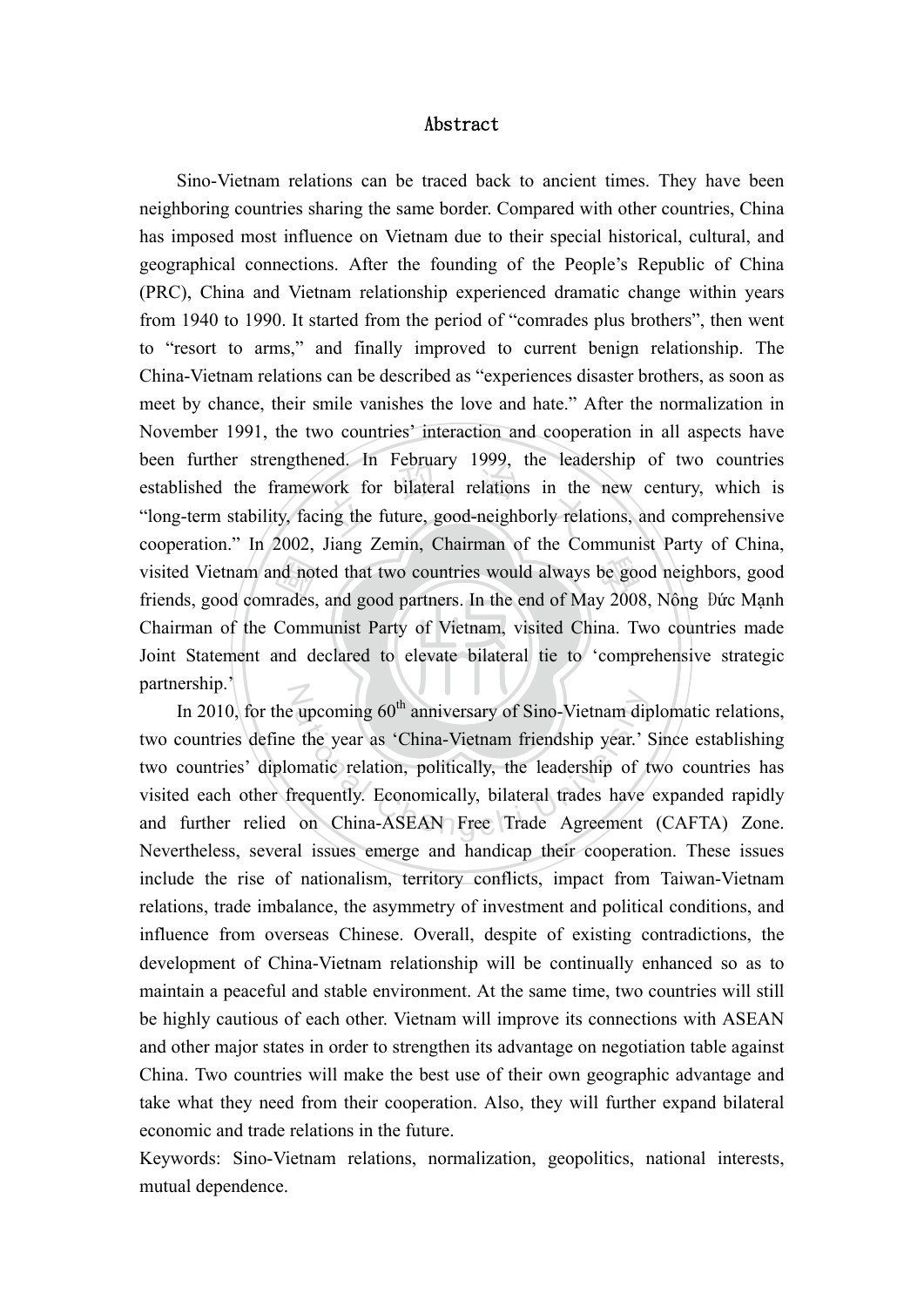## Abstract

Sino-Vietnam relations can be traced back to ancient times. They have been neighboring countries sharing the same border. Compared with other countries, China has imposed most influence on Vietnam due to their special historical, cultural, and geographical connections. After the founding of the People's Republic of China (PRC), China and Vietnam relationship experienced dramatic change within years from 1940 to 1990. It started from the period of "comrades plus brothers", then went to "resort to arms," and finally improved to current benign relationship. The China-Vietnam relations can be described as "experiences disaster brothers, as soon as meet by chance, their smile vanishes the love and hate." After the normalization in November 1991, the two countries' interaction and cooperation in all aspects have been further strengthened. In February 1999, the leadership of two countries established the framework for bilateral relations in the new century, which is "long-term stability, facing the future, good-neighborly relations, and comprehensive cooperation." In 2002, Jiang Zemin, Chairman of the Communist Party of China, visited Vietnam and noted that two countries would always be good neighbors, good friends, good comrades, and good partners. In the end of May 2008, Nông Đức Mạnh Chairman of the Communist Party of Vietnam, visited China. Two countries made Joint Statement and declared to elevate bilateral tie to 'comprehensive strategic partnership.'

In 2010, for the upcoming 60th anniversary of Sino-Vietnam diplomatic relations, two countries define the year as 'China-Vietnam friendship year.' Since establishing two countries' diplomatic relation, politically, the leadership of two countries has visited each other frequently. Economically, bilateral trades have expanded rapidly and further relied on China-ASEAN Free Trade Agreement (CAFTA) Zone. Nevertheless, several issues emerge and handicap their cooperation. These issues include the rise of nationalism, territory conflicts, impact from Taiwan-Vietnam relations, trade imbalance, the asymmetry of investment and political conditions, and influence from overseas Chinese. Overall, despite of existing contradictions, the development of China-Vietnam relationship will be continually enhanced so as to maintain a peaceful and stable environment. At the same time, two countries will still be highly cautious of each other. Vietnam will improve its connections with ASEAN and other major states in order to strengthen its advantage on negotiation table against China. Two countries will make the best use of their own geographic advantage and take what they need from their cooperation. Also, they will further expand bilateral economic and trade relations in the future.

Keywords: Sino-Vietnam relations, normalization, geopolitics, national interests, mutual dependence.